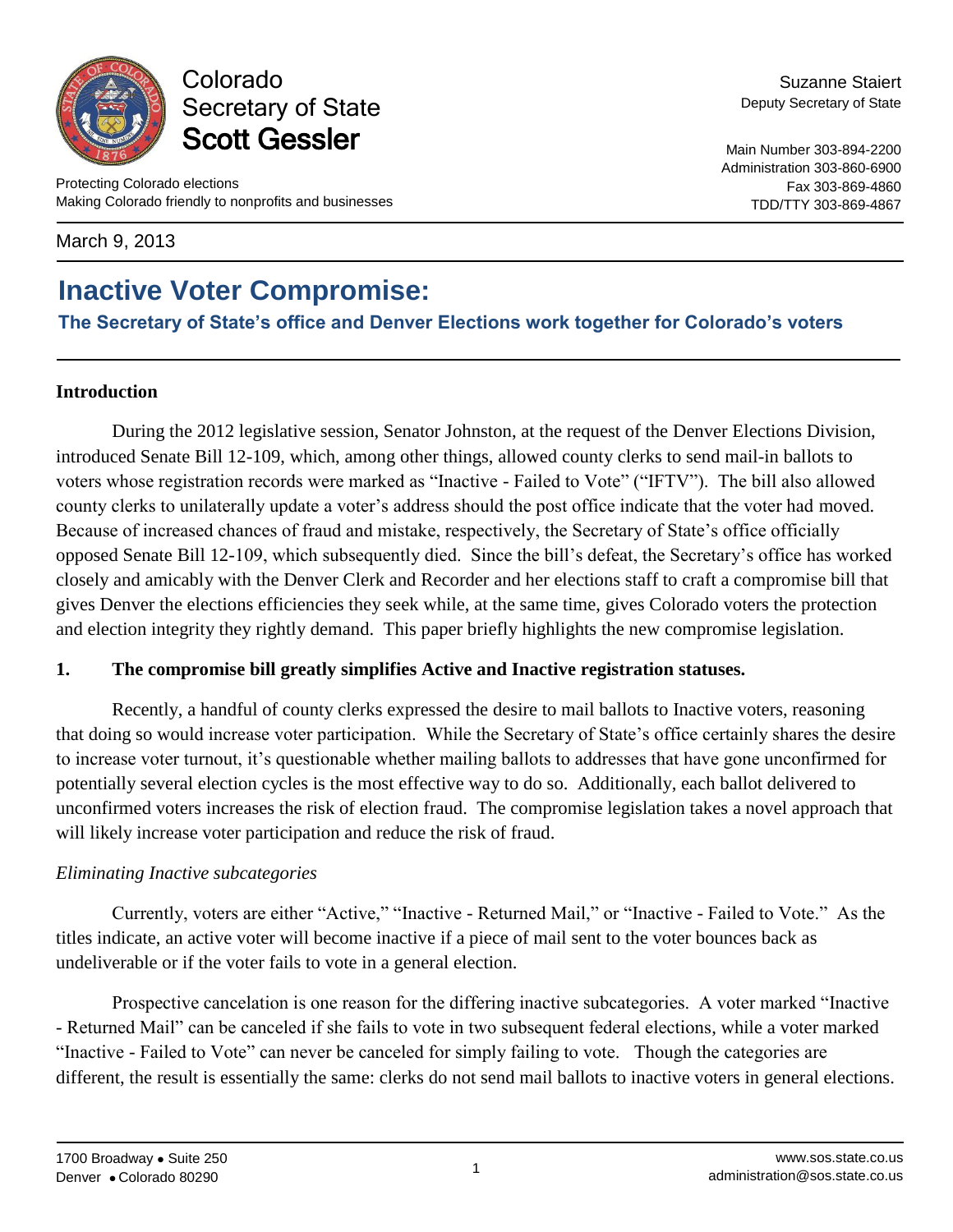Colorado
Secretary of State
**Scott Gessler**

Suzanne Staiert
Deputy Secretary of State

Protecting Colorado elections
Making Colorado friendly to nonprofits and businesses

Main Number 303-894-2200
Administration 303-860-6900
Fax 303-869-4860
TDD/TTY 303-869-4867

March 9, 2013

# Inactive Voter Compromise:

### The Secretary of State's office and Denver Elections work together for Colorado's voters

**Introduction**

During the 2012 legislative session, Senator Johnston, at the request of the Denver Elections Division, introduced Senate Bill 12-109, which, among other things, allowed county clerks to send mail-in ballots to voters whose registration records were marked as "Inactive - Failed to Vote" ("IFTV"). The bill also allowed county clerks to unilaterally update a voter's address should the post office indicate that the voter had moved. Because of increased chances of fraud and mistake, respectively, the Secretary of State's office officially opposed Senate Bill 12-109, which subsequently died. Since the bill's defeat, the Secretary's office has worked closely and amicably with the Denver Clerk and Recorder and her elections staff to craft a compromise bill that gives Denver the elections efficiencies they seek while, at the same time, gives Colorado voters the protection and election integrity they rightly demand. This paper briefly highlights the new compromise legislation.

**1. The compromise bill greatly simplifies Active and Inactive registration statuses.**

Recently, a handful of county clerks expressed the desire to mail ballots to Inactive voters, reasoning that doing so would increase voter participation. While the Secretary of State's office certainly shares the desire to increase voter turnout, it's questionable whether mailing ballots to addresses that have gone unconfirmed for potentially several election cycles is the most effective way to do so. Additionally, each ballot delivered to unconfirmed voters increases the risk of election fraud. The compromise legislation takes a novel approach that will likely increase voter participation and reduce the risk of fraud.

*Eliminating Inactive subcategories*

Currently, voters are either "Active," "Inactive - Returned Mail," or "Inactive - Failed to Vote." As the titles indicate, an active voter will become inactive if a piece of mail sent to the voter bounces back as undeliverable or if the voter fails to vote in a general election.

Prospective cancelation is one reason for the differing inactive subcategories. A voter marked "Inactive - Returned Mail" can be canceled if she fails to vote in two subsequent federal elections, while a voter marked "Inactive - Failed to Vote" can never be canceled for simply failing to vote. Though the categories are different, the result is essentially the same: clerks do not send mail ballots to inactive voters in general elections.

1700 Broadway • Suite 250
Denver • Colorado 80290

www.sos.state.co.us
administration@sos.state.co.us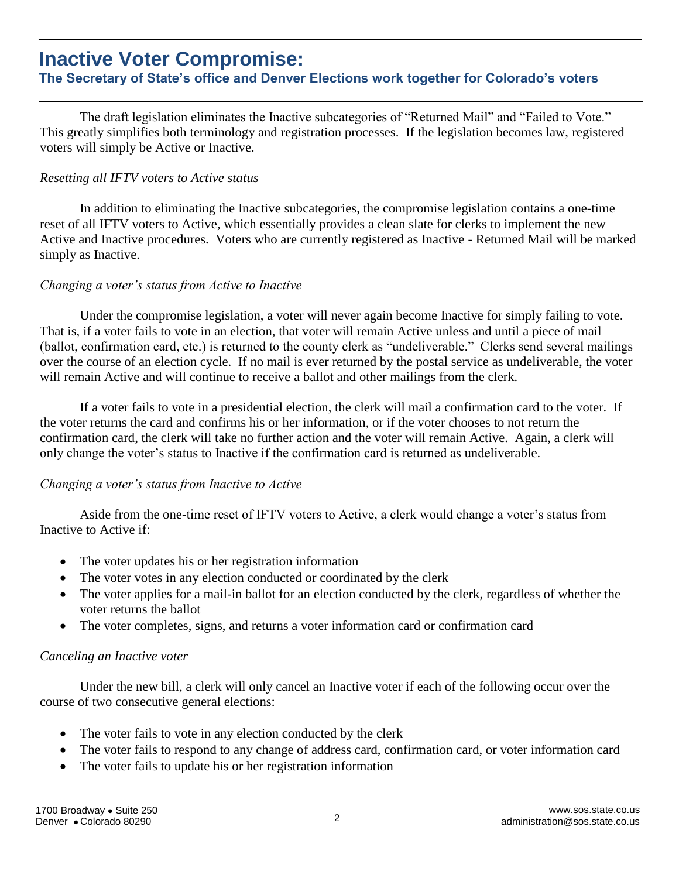# Inactive Voter Compromise:

## The Secretary of State's office and Denver Elections work together for Colorado's voters

The draft legislation eliminates the Inactive subcategories of "Returned Mail" and "Failed to Vote." This greatly simplifies both terminology and registration processes. If the legislation becomes law, registered voters will simply be Active or Inactive.

*Resetting all IFTV voters to Active status*

In addition to eliminating the Inactive subcategories, the compromise legislation contains a one-time reset of all IFTV voters to Active, which essentially provides a clean slate for clerks to implement the new Active and Inactive procedures. Voters who are currently registered as Inactive - Returned Mail will be marked simply as Inactive.

*Changing a voter's status from Active to Inactive*

Under the compromise legislation, a voter will never again become Inactive for simply failing to vote. That is, if a voter fails to vote in an election, that voter will remain Active unless and until a piece of mail (ballot, confirmation card, etc.) is returned to the county clerk as "undeliverable." Clerks send several mailings over the course of an election cycle. If no mail is ever returned by the postal service as undeliverable, the voter will remain Active and will continue to receive a ballot and other mailings from the clerk.

If a voter fails to vote in a presidential election, the clerk will mail a confirmation card to the voter. If the voter returns the card and confirms his or her information, or if the voter chooses to not return the confirmation card, the clerk will take no further action and the voter will remain Active. Again, a clerk will only change the voter's status to Inactive if the confirmation card is returned as undeliverable.

*Changing a voter's status from Inactive to Active*

Aside from the one-time reset of IFTV voters to Active, a clerk would change a voter's status from Inactive to Active if:

- The voter updates his or her registration information
- The voter votes in any election conducted or coordinated by the clerk
- The voter applies for a mail-in ballot for an election conducted by the clerk, regardless of whether the voter returns the ballot
- The voter completes, signs, and returns a voter information card or confirmation card

*Canceling an Inactive voter*

Under the new bill, a clerk will only cancel an Inactive voter if each of the following occur over the course of two consecutive general elections:

- The voter fails to vote in any election conducted by the clerk
- The voter fails to respond to any change of address card, confirmation card, or voter information card
- The voter fails to update his or her registration information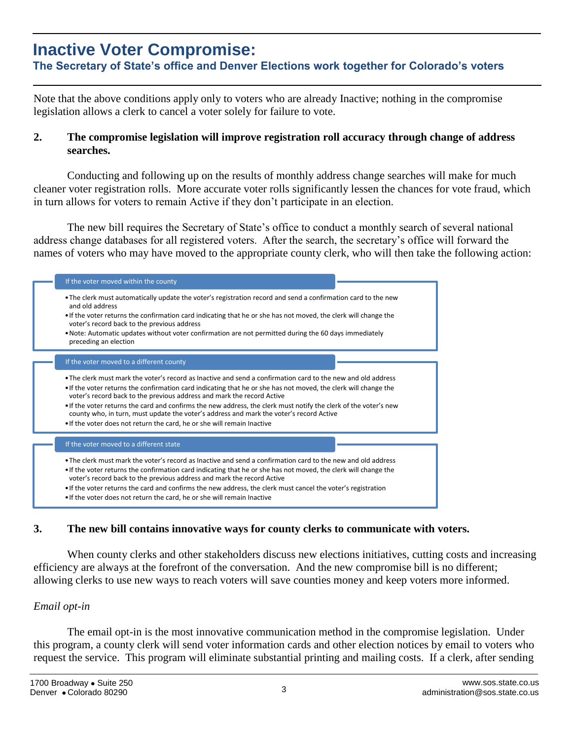# Inactive Voter Compromise:

### The Secretary of State's office and Denver Elections work together for Colorado's voters

Note that the above conditions apply only to voters who are already Inactive; nothing in the compromise legislation allows a clerk to cancel a voter solely for failure to vote.

**2. The compromise legislation will improve registration roll accuracy through change of address searches.**

Conducting and following up on the results of monthly address change searches will make for much cleaner voter registration rolls. More accurate voter rolls significantly lessen the chances for vote fraud, which in turn allows for voters to remain Active if they don't participate in an election.

The new bill requires the Secretary of State's office to conduct a monthly search of several national address change databases for all registered voters. After the search, the secretary's office will forward the names of voters who may have moved to the appropriate county clerk, who will then take the following action:

**If the voter moved within the county**

- The clerk must automatically update the voter's registration record and send a confirmation card to the new and old address
- If the voter returns the confirmation card indicating that he or she has not moved, the clerk will change the voter's record back to the previous address
- Note: Automatic updates without voter confirmation are not permitted during the 60 days immediately preceding an election

**If the voter moved to a different county**

- The clerk must mark the voter's record as Inactive and send a confirmation card to the new and old address
- If the voter returns the confirmation card indicating that he or she has not moved, the clerk will change the voter's record back to the previous address and mark the record Active
- If the voter returns the card and confirms the new address, the clerk must notify the clerk of the voter's new county who, in turn, must update the voter's address and mark the voter's record Active
- If the voter does not return the card, he or she will remain Inactive

**If the voter moved to a different state**

- The clerk must mark the voter's record as Inactive and send a confirmation card to the new and old address
- If the voter returns the confirmation card indicating that he or she has not moved, the clerk will change the voter's record back to the previous address and mark the record Active
- If the voter returns the card and confirms the new address, the clerk must cancel the voter's registration
- If the voter does not return the card, he or she will remain Inactive

**3. The new bill contains innovative ways for county clerks to communicate with voters.**

When county clerks and other stakeholders discuss new elections initiatives, cutting costs and increasing efficiency are always at the forefront of the conversation. And the new compromise bill is no different; allowing clerks to use new ways to reach voters will save counties money and keep voters more informed.

*Email opt-in*

The email opt-in is the most innovative communication method in the compromise legislation. Under this program, a county clerk will send voter information cards and other election notices by email to voters who request the service. This program will eliminate substantial printing and mailing costs. If a clerk, after sending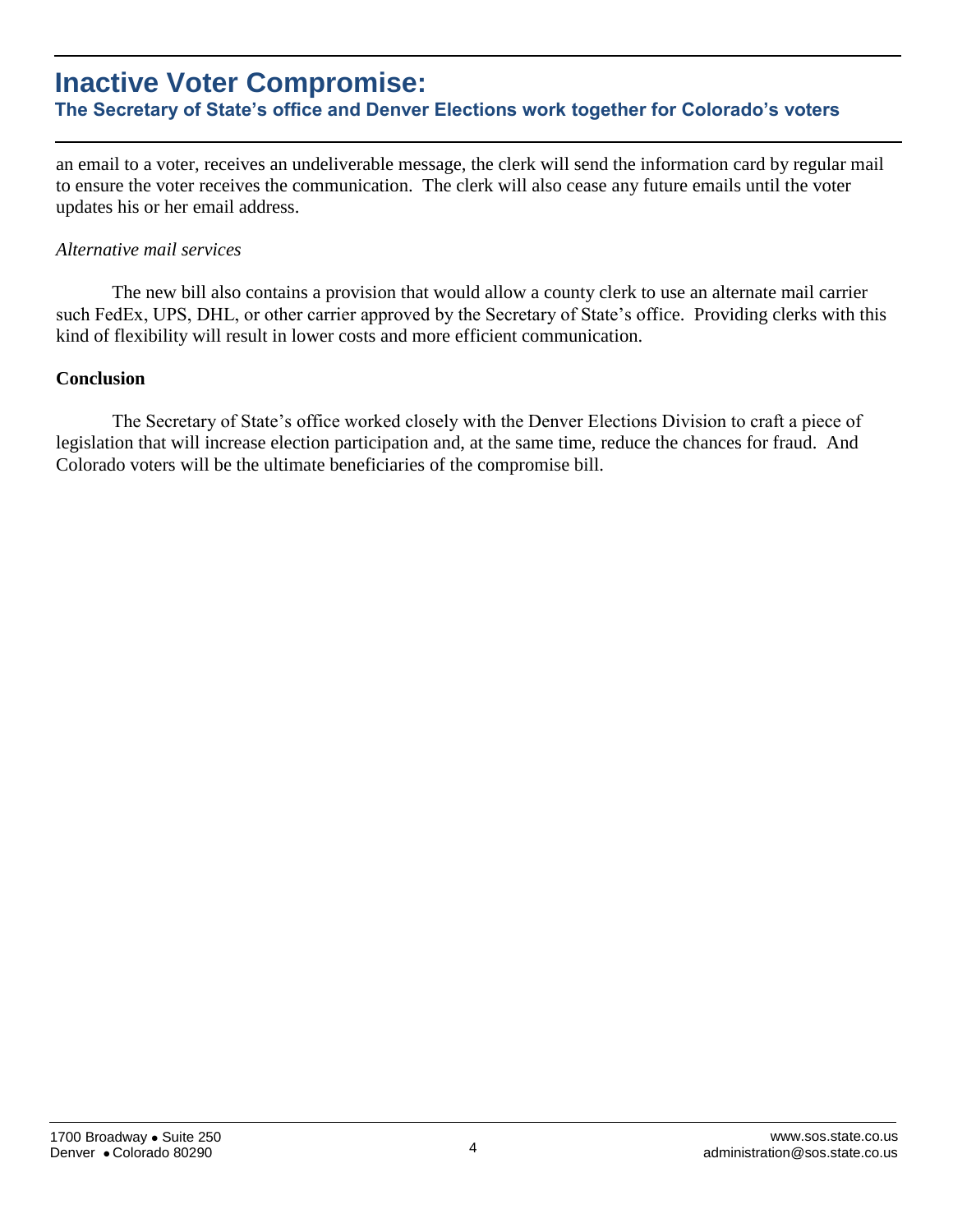an email to a voter, receives an undeliverable message, the clerk will send the information card by regular mail to ensure the voter receives the communication. The clerk will also cease any future emails until the voter updates his or her email address.

*Alternative mail services*

The new bill also contains a provision that would allow a county clerk to use an alternate mail carrier such FedEx, UPS, DHL, or other carrier approved by the Secretary of State's office. Providing clerks with this kind of flexibility will result in lower costs and more efficient communication.

**Conclusion**

The Secretary of State's office worked closely with the Denver Elections Division to craft a piece of legislation that will increase election participation and, at the same time, reduce the chances for fraud. And Colorado voters will be the ultimate beneficiaries of the compromise bill.